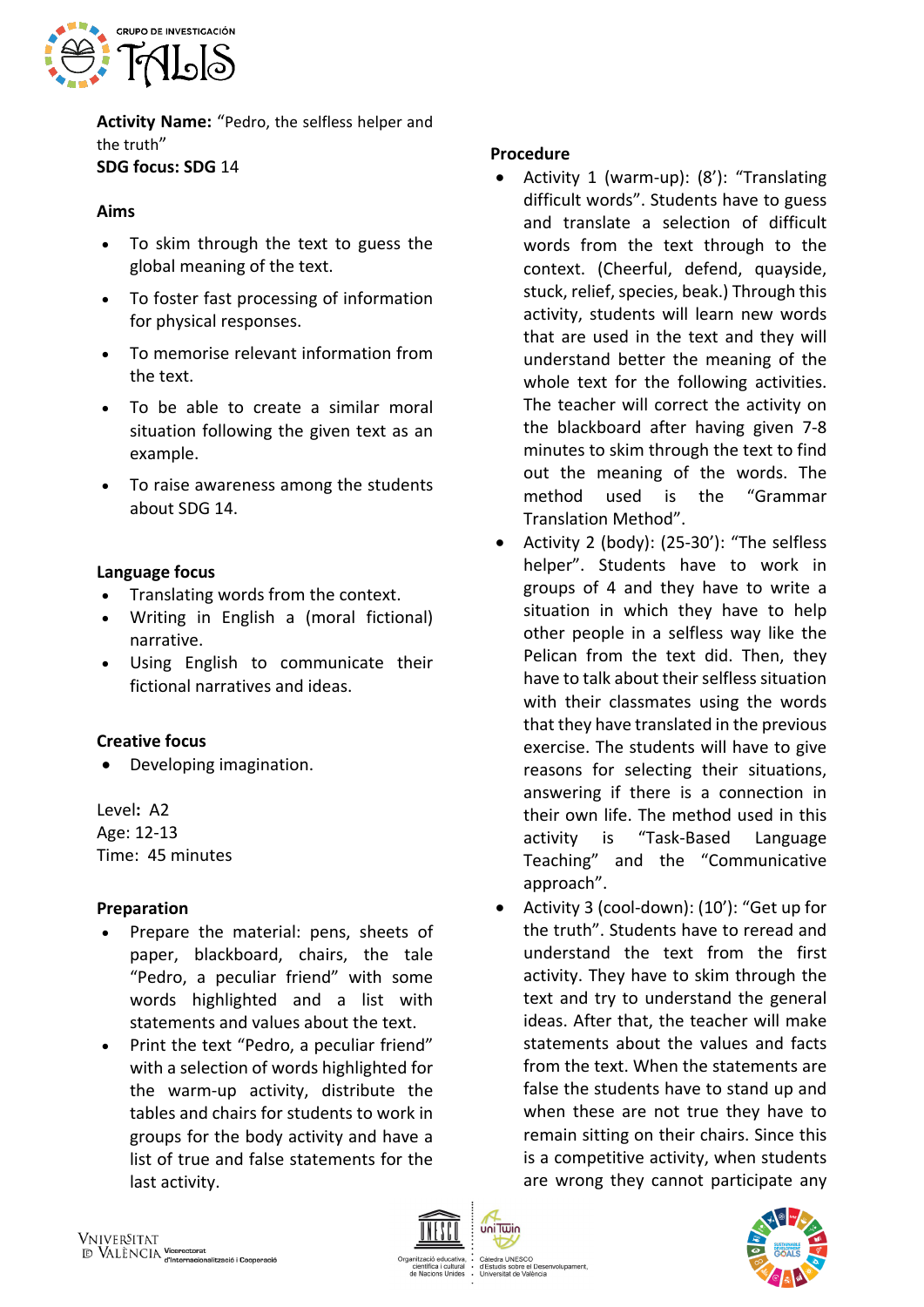**Activity Name:** "Pedro, the selfless helper and the truth"
**SDG focus: SDG** 14

**Aims**

- To skim through the text to guess the global meaning of the text.
- To foster fast processing of information for physical responses.
- To memorise relevant information from the text.
- To be able to create a similar moral situation following the given text as an example.
- To raise awareness among the students about SDG 14.

**Language focus**

- Translating words from the context.
- Writing in English a (moral fictional) narrative.
- Using English to communicate their fictional narratives and ideas.

**Creative focus**

- Developing imagination.

Level**:** A2
Age: 12-13
Time: 45 minutes

**Preparation**

- Prepare the material: pens, sheets of paper, blackboard, chairs, the tale "Pedro, a peculiar friend" with some words highlighted and a list with statements and values about the text.
- Print the text "Pedro, a peculiar friend" with a selection of words highlighted for the warm-up activity, distribute the tables and chairs for students to work in groups for the body activity and have a list of true and false statements for the last activity.

**Procedure**

- Activity 1 (warm-up): (8'): "Translating difficult words". Students have to guess and translate a selection of difficult words from the text through to the context. (Cheerful, defend, quayside, stuck, relief, species, beak.) Through this activity, students will learn new words that are used in the text and they will understand better the meaning of the whole text for the following activities. The teacher will correct the activity on the blackboard after having given 7-8 minutes to skim through the text to find out the meaning of the words. The method used is the "Grammar Translation Method".
- Activity 2 (body): (25-30'): "The selfless helper". Students have to work in groups of 4 and they have to write a situation in which they have to help other people in a selfless way like the Pelican from the text did. Then, they have to talk about their selfless situation with their classmates using the words that they have translated in the previous exercise. The students will have to give reasons for selecting their situations, answering if there is a connection in their own life. The method used in this activity is "Task-Based Language Teaching" and the "Communicative approach".
- Activity 3 (cool-down): (10'): "Get up for the truth". Students have to reread and understand the text from the first activity. They have to skim through the text and try to understand the general ideas. After that, the teacher will make statements about the values and facts from the text. When the statements are false the students have to stand up and when these are not true they have to remain sitting on their chairs. Since this is a competitive activity, when students are wrong they cannot participate any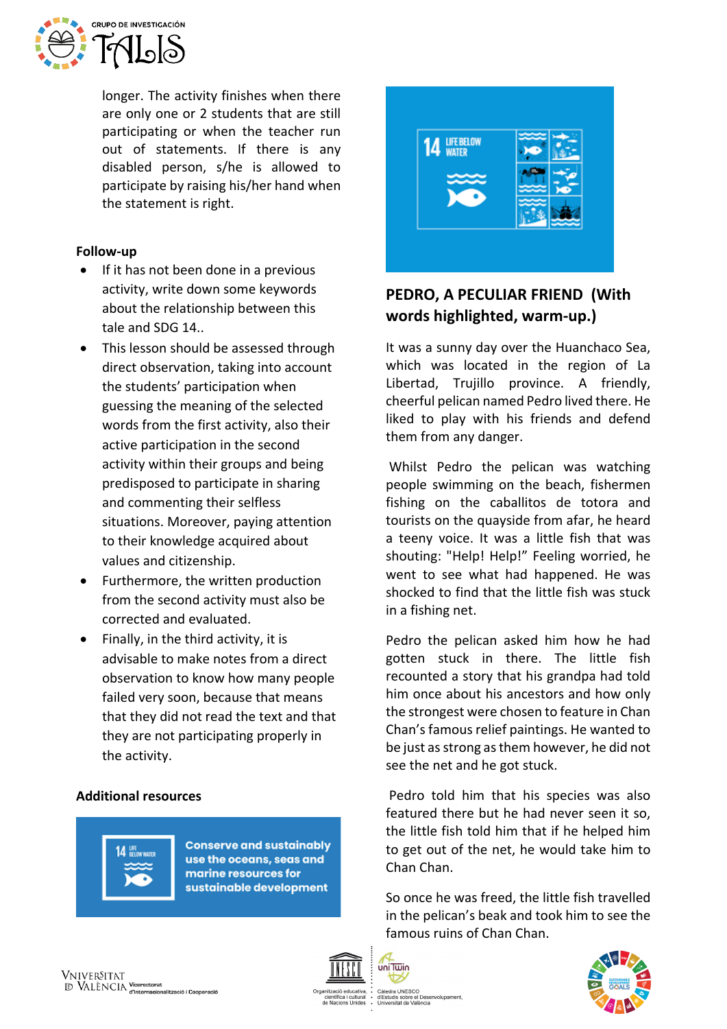longer. The activity finishes when there are only one or 2 students that are still participating or when the teacher run out of statements. If there is any disabled person, s/he is allowed to participate by raising his/her hand when the statement is right.

**Follow-up**

- If it has not been done in a previous activity, write down some keywords about the relationship between this tale and SDG 14..
- This lesson should be assessed through direct observation, taking into account the students' participation when guessing the meaning of the selected words from the first activity, also their active participation in the second activity within their groups and being predisposed to participate in sharing and commenting their selfless situations. Moreover, paying attention to their knowledge acquired about values and citizenship.
- Furthermore, the written production from the second activity must also be corrected and evaluated.
- Finally, in the third activity, it is advisable to make notes from a direct observation to know how many people failed very soon, because that means that they did not read the text and that they are not participating properly in the activity.

**Additional resources**

14 LIFE BELOW WATER

Conserve and sustainably use the oceans, seas and marine resources for sustainable development

14 LIFE BELOW WATER

**PEDRO, A PECULIAR FRIEND (With words highlighted, warm-up.)**

It was a sunny day over the Huanchaco Sea, which was located in the region of La Libertad, Trujillo province. A friendly, cheerful pelican named Pedro lived there. He liked to play with his friends and defend them from any danger.

Whilst Pedro the pelican was watching people swimming on the beach, fishermen fishing on the caballitos de totora and tourists on the quayside from afar, he heard a teeny voice. It was a little fish that was shouting: "Help! Help!" Feeling worried, he went to see what had happened. He was shocked to find that the little fish was stuck in a fishing net.

Pedro the pelican asked him how he had gotten stuck in there. The little fish recounted a story that his grandpa had told him once about his ancestors and how only the strongest were chosen to feature in Chan Chan's famous relief paintings. He wanted to be just as strong as them however, he did not see the net and he got stuck.

Pedro told him that his species was also featured there but he had never seen it so, the little fish told him that if he helped him to get out of the net, he would take him to Chan Chan.

So once he was freed, the little fish travelled in the pelican's beak and took him to see the famous ruins of Chan Chan.